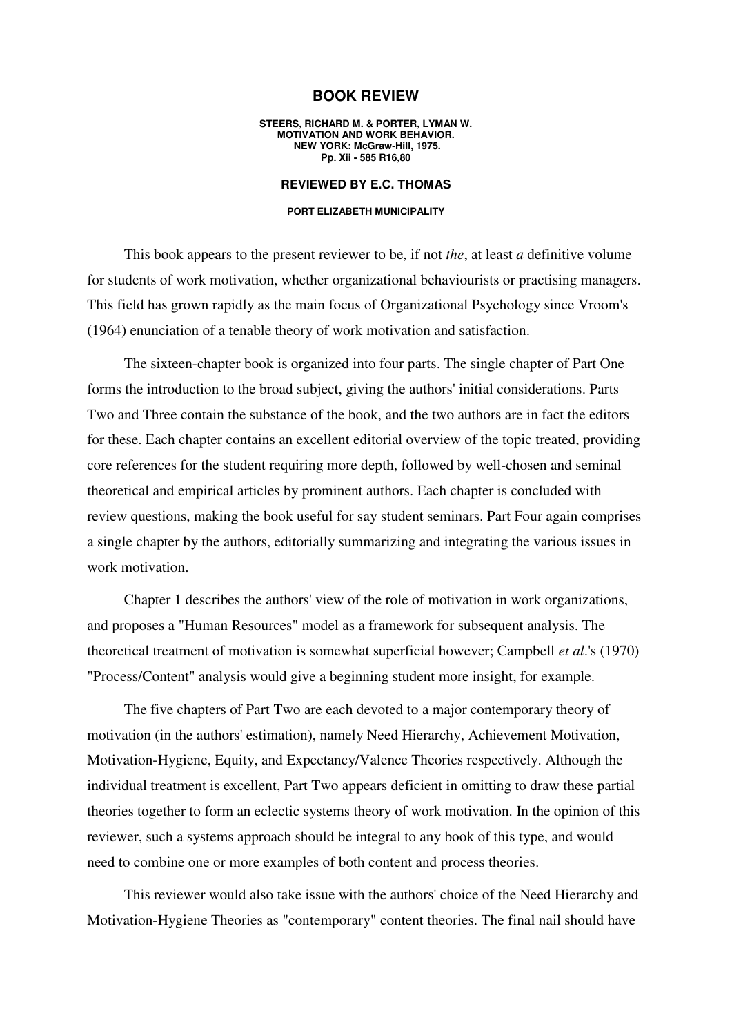# BOOK REVIEW

**STEERS, RICHARD M. & PORTER, LYMAN W.**
**MOTIVATION AND WORK BEHAVIOR.**
**NEW YORK: McGraw-Hill, 1975.**
**Pp. Xii - 585 R16,80**

## REVIEWED BY E.C. THOMAS

**PORT ELIZABETH MUNICIPALITY**

This book appears to the present reviewer to be, if not *the*, at least *a* definitive volume for students of work motivation, whether organizational behaviourists or practising managers. This field has grown rapidly as the main focus of Organizational Psychology since Vroom's (1964) enunciation of a tenable theory of work motivation and satisfaction.

The sixteen-chapter book is organized into four parts. The single chapter of Part One forms the introduction to the broad subject, giving the authors' initial considerations. Parts Two and Three contain the substance of the book, and the two authors are in fact the editors for these. Each chapter contains an excellent editorial overview of the topic treated, providing core references for the student requiring more depth, followed by well-chosen and seminal theoretical and empirical articles by prominent authors. Each chapter is concluded with review questions, making the book useful for say student seminars. Part Four again comprises a single chapter by the authors, editorially summarizing and integrating the various issues in work motivation.

Chapter 1 describes the authors' view of the role of motivation in work organizations, and proposes a "Human Resources" model as a framework for subsequent analysis. The theoretical treatment of motivation is somewhat superficial however; Campbell *et al*.'s (1970) "Process/Content" analysis would give a beginning student more insight, for example.

The five chapters of Part Two are each devoted to a major contemporary theory of motivation (in the authors' estimation), namely Need Hierarchy, Achievement Motivation, Motivation-Hygiene, Equity, and Expectancy/Valence Theories respectively. Although the individual treatment is excellent, Part Two appears deficient in omitting to draw these partial theories together to form an eclectic systems theory of work motivation. In the opinion of this reviewer, such a systems approach should be integral to any book of this type, and would need to combine one or more examples of both content and process theories.

This reviewer would also take issue with the authors' choice of the Need Hierarchy and Motivation-Hygiene Theories as "contemporary" content theories. The final nail should have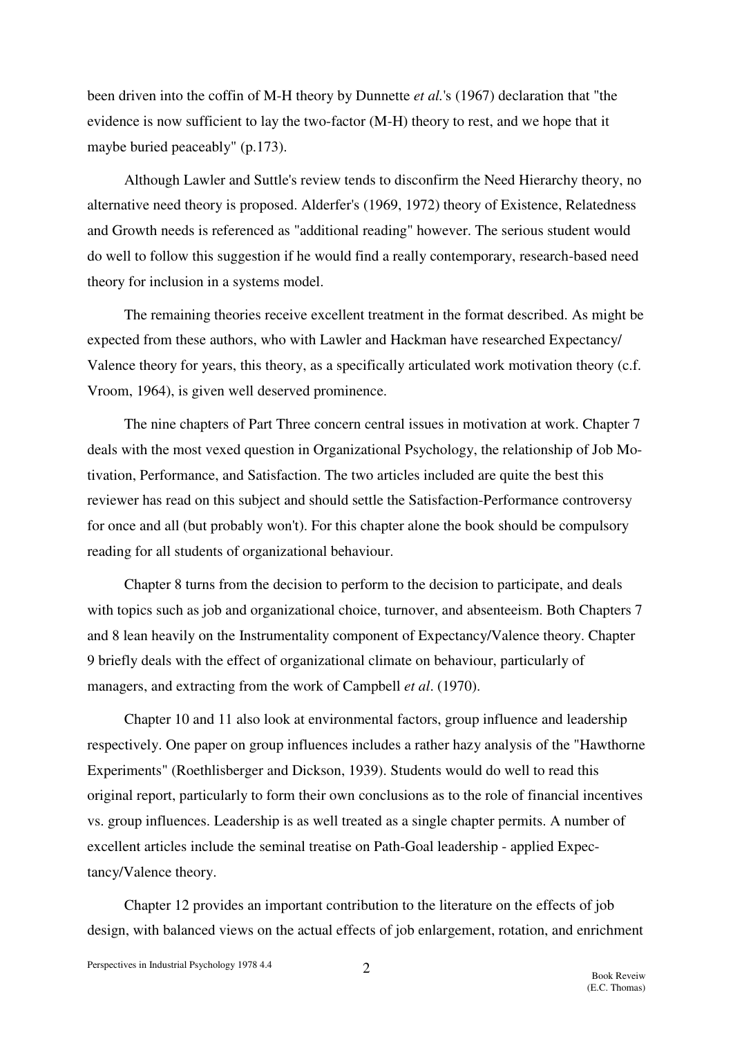been driven into the coffin of M-H theory by Dunnette *et al.*'s (1967) declaration that "the evidence is now sufficient to lay the two-factor (M-H) theory to rest, and we hope that it maybe buried peaceably" (p.173).

Although Lawler and Suttle's review tends to disconfirm the Need Hierarchy theory, no alternative need theory is proposed. Alderfer's (1969, 1972) theory of Existence, Relatedness and Growth needs is referenced as "additional reading" however. The serious student would do well to follow this suggestion if he would find a really contemporary, research-based need theory for inclusion in a systems model.

The remaining theories receive excellent treatment in the format described. As might be expected from these authors, who with Lawler and Hackman have researched Expectancy/ Valence theory for years, this theory, as a specifically articulated work motivation theory (c.f. Vroom, 1964), is given well deserved prominence.

The nine chapters of Part Three concern central issues in motivation at work. Chapter 7 deals with the most vexed question in Organizational Psychology, the relationship of Job Motivation, Performance, and Satisfaction. The two articles included are quite the best this reviewer has read on this subject and should settle the Satisfaction-Performance controversy for once and all (but probably won't). For this chapter alone the book should be compulsory reading for all students of organizational behaviour.

Chapter 8 turns from the decision to perform to the decision to participate, and deals with topics such as job and organizational choice, turnover, and absenteeism. Both Chapters 7 and 8 lean heavily on the Instrumentality component of Expectancy/Valence theory. Chapter 9 briefly deals with the effect of organizational climate on behaviour, particularly of managers, and extracting from the work of Campbell *et al*. (1970).

Chapter 10 and 11 also look at environmental factors, group influence and leadership respectively. One paper on group influences includes a rather hazy analysis of the "Hawthorne Experiments" (Roethlisberger and Dickson, 1939). Students would do well to read this original report, particularly to form their own conclusions as to the role of financial incentives vs. group influences. Leadership is as well treated as a single chapter permits. A number of excellent articles include the seminal treatise on Path-Goal leadership - applied Expectancy/Valence theory.

Chapter 12 provides an important contribution to the literature on the effects of job design, with balanced views on the actual effects of job enlargement, rotation, and enrichment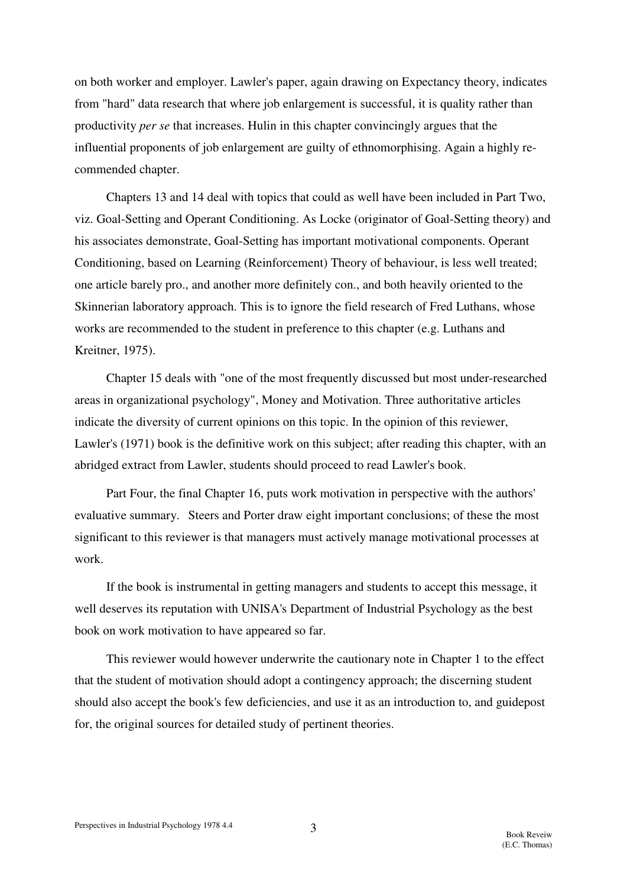on both worker and employer. Lawler's paper, again drawing on Expectancy theory, indicates from "hard" data research that where job enlargement is successful, it is quality rather than productivity *per se* that increases. Hulin in this chapter convincingly argues that the influential proponents of job enlargement are guilty of ethnomorphising. Again a highly re-commended chapter.

Chapters 13 and 14 deal with topics that could as well have been included in Part Two, viz. Goal-Setting and Operant Conditioning. As Locke (originator of Goal-Setting theory) and his associates demonstrate, Goal-Setting has important motivational components. Operant Conditioning, based on Learning (Reinforcement) Theory of behaviour, is less well treated; one article barely pro., and another more definitely con., and both heavily oriented to the Skinnerian laboratory approach. This is to ignore the field research of Fred Luthans, whose works are recommended to the student in preference to this chapter (e.g. Luthans and Kreitner, 1975).

Chapter 15 deals with "one of the most frequently discussed but most under-researched areas in organizational psychology", Money and Motivation. Three authoritative articles indicate the diversity of current opinions on this topic. In the opinion of this reviewer, Lawler's (1971) book is the definitive work on this subject; after reading this chapter, with an abridged extract from Lawler, students should proceed to read Lawler's book.

Part Four, the final Chapter 16, puts work motivation in perspective with the authors' evaluative summary. Steers and Porter draw eight important conclusions; of these the most significant to this reviewer is that managers must actively manage motivational processes at work.

If the book is instrumental in getting managers and students to accept this message, it well deserves its reputation with UNISA's Department of Industrial Psychology as the best book on work motivation to have appeared so far.

This reviewer would however underwrite the cautionary note in Chapter 1 to the effect that the student of motivation should adopt a contingency approach; the discerning student should also accept the book's few deficiencies, and use it as an introduction to, and guidepost for, the original sources for detailed study of pertinent theories.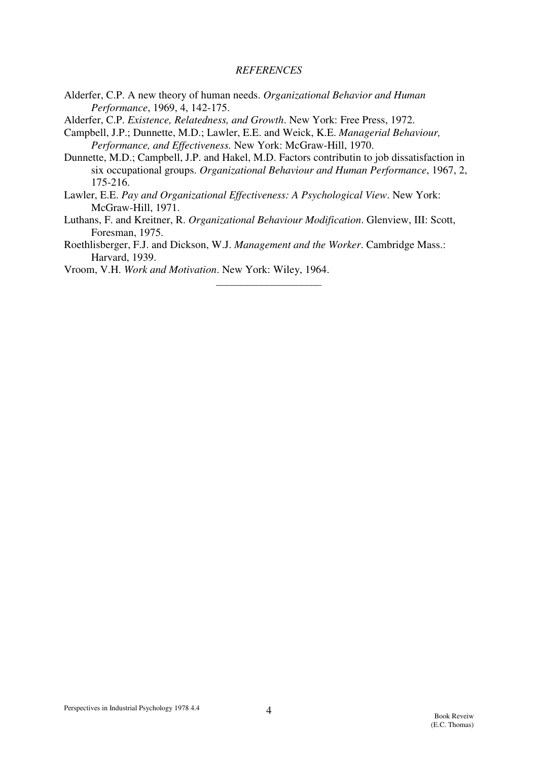*REFERENCES*

Alderfer, C.P. A new theory of human needs. *Organizational Behavior and Human Performance*, 1969, 4, 142-175.

Alderfer, C.P. *Existence, Relatedness, and Growth*. New York: Free Press, 1972.

Campbell, J.P.; Dunnette, M.D.; Lawler, E.E. and Weick, K.E. *Managerial Behaviour, Performance, and Effectiveness.* New York: McGraw-Hill, 1970.

Dunnette, M.D.; Campbell, J.P. and Hakel, M.D. Factors contributin to job dissatisfaction in six occupational groups. *Organizational Behaviour and Human Performance*, 1967, 2, 175-216.

Lawler, E.E. *Pay and Organizational Effectiveness: A Psychological View*. New York: McGraw-Hill, 1971.

Luthans, F. and Kreitner, R. *Organizational Behaviour Modification*. Glenview, III: Scott, Foresman, 1975.

Roethlisberger, F.J. and Dickson, W.J. *Management and the Worker*. Cambridge Mass.: Harvard, 1939.

Vroom, V.H. *Work and Motivation*. New York: Wiley, 1964.

___________________